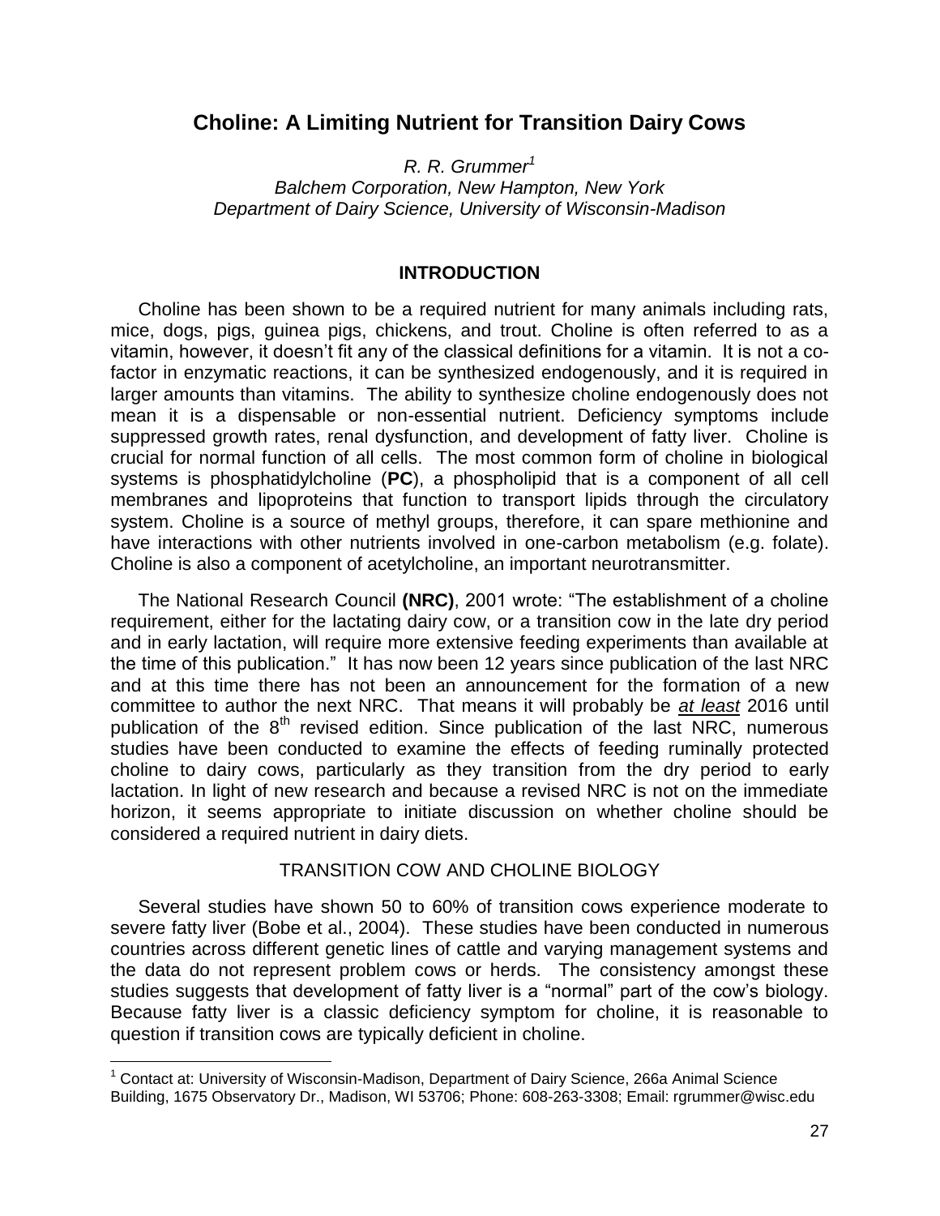# Choline: A Limiting Nutrient for Transition Dairy Cows

*R. R. Grummer*[1]
*Balchem Corporation, New Hampton, New York*
*Department of Dairy Science, University of Wisconsin-Madison*

## INTRODUCTION

Choline has been shown to be a required nutrient for many animals including rats, mice, dogs, pigs, guinea pigs, chickens, and trout. Choline is often referred to as a vitamin, however, it doesn't fit any of the classical definitions for a vitamin. It is not a co-factor in enzymatic reactions, it can be synthesized endogenously, and it is required in larger amounts than vitamins. The ability to synthesize choline endogenously does not mean it is a dispensable or non-essential nutrient. Deficiency symptoms include suppressed growth rates, renal dysfunction, and development of fatty liver. Choline is crucial for normal function of all cells. The most common form of choline in biological systems is phosphatidylcholine (**PC**), a phospholipid that is a component of all cell membranes and lipoproteins that function to transport lipids through the circulatory system. Choline is a source of methyl groups, therefore, it can spare methionine and have interactions with other nutrients involved in one-carbon metabolism (e.g. folate). Choline is also a component of acetylcholine, an important neurotransmitter.

The National Research Council **(NRC)**, 2001 wrote: "The establishment of a choline requirement, either for the lactating dairy cow, or a transition cow in the late dry period and in early lactation, will require more extensive feeding experiments than available at the time of this publication." It has now been 12 years since publication of the last NRC and at this time there has not been an announcement for the formation of a new committee to author the next NRC. That means it will probably be ***at least*** 2016 until publication of the 8th revised edition. Since publication of the last NRC, numerous studies have been conducted to examine the effects of feeding ruminally protected choline to dairy cows, particularly as they transition from the dry period to early lactation. In light of new research and because a revised NRC is not on the immediate horizon, it seems appropriate to initiate discussion on whether choline should be considered a required nutrient in dairy diets.

### TRANSITION COW AND CHOLINE BIOLOGY

Several studies have shown 50 to 60% of transition cows experience moderate to severe fatty liver (Bobe et al., 2004). These studies have been conducted in numerous countries across different genetic lines of cattle and varying management systems and the data do not represent problem cows or herds. The consistency amongst these studies suggests that development of fatty liver is a "normal" part of the cow's biology. Because fatty liver is a classic deficiency symptom for choline, it is reasonable to question if transition cows are typically deficient in choline.

[1] Contact at: University of Wisconsin-Madison, Department of Dairy Science, 266a Animal Science Building, 1675 Observatory Dr., Madison, WI 53706; Phone: 608-263-3308; Email: rgrummer@wisc.edu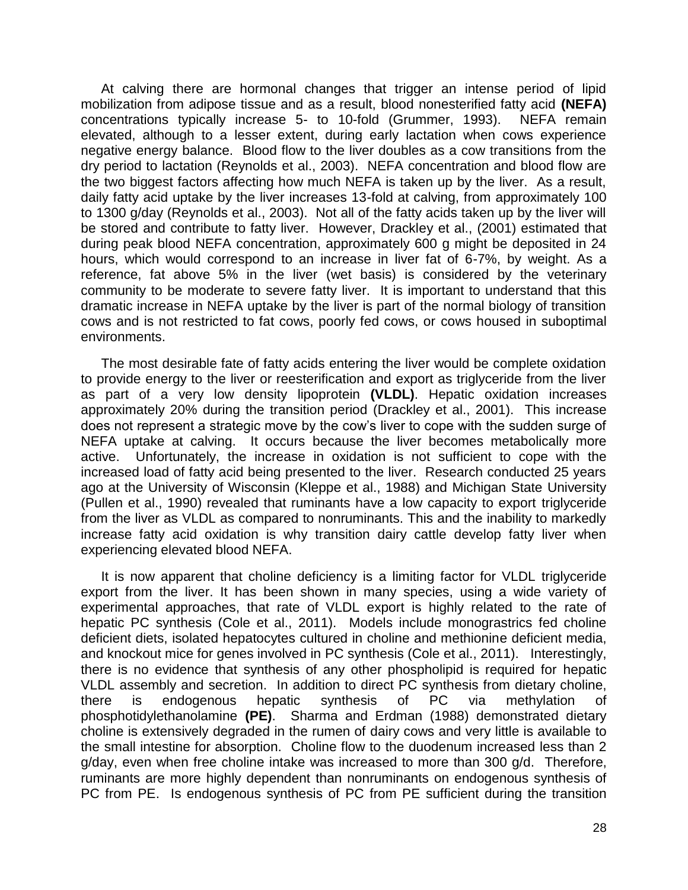At calving there are hormonal changes that trigger an intense period of lipid mobilization from adipose tissue and as a result, blood nonesterified fatty acid **(NEFA)** concentrations typically increase 5- to 10-fold (Grummer, 1993). NEFA remain elevated, although to a lesser extent, during early lactation when cows experience negative energy balance. Blood flow to the liver doubles as a cow transitions from the dry period to lactation (Reynolds et al., 2003). NEFA concentration and blood flow are the two biggest factors affecting how much NEFA is taken up by the liver. As a result, daily fatty acid uptake by the liver increases 13-fold at calving, from approximately 100 to 1300 g/day (Reynolds et al., 2003). Not all of the fatty acids taken up by the liver will be stored and contribute to fatty liver. However, Drackley et al., (2001) estimated that during peak blood NEFA concentration, approximately 600 g might be deposited in 24 hours, which would correspond to an increase in liver fat of 6-7%, by weight. As a reference, fat above 5% in the liver (wet basis) is considered by the veterinary community to be moderate to severe fatty liver. It is important to understand that this dramatic increase in NEFA uptake by the liver is part of the normal biology of transition cows and is not restricted to fat cows, poorly fed cows, or cows housed in suboptimal environments.

The most desirable fate of fatty acids entering the liver would be complete oxidation to provide energy to the liver or reesterification and export as triglyceride from the liver as part of a very low density lipoprotein **(VLDL)**. Hepatic oxidation increases approximately 20% during the transition period (Drackley et al., 2001). This increase does not represent a strategic move by the cow's liver to cope with the sudden surge of NEFA uptake at calving. It occurs because the liver becomes metabolically more active. Unfortunately, the increase in oxidation is not sufficient to cope with the increased load of fatty acid being presented to the liver. Research conducted 25 years ago at the University of Wisconsin (Kleppe et al., 1988) and Michigan State University (Pullen et al., 1990) revealed that ruminants have a low capacity to export triglyceride from the liver as VLDL as compared to nonruminants. This and the inability to markedly increase fatty acid oxidation is why transition dairy cattle develop fatty liver when experiencing elevated blood NEFA.

It is now apparent that choline deficiency is a limiting factor for VLDL triglyceride export from the liver. It has been shown in many species, using a wide variety of experimental approaches, that rate of VLDL export is highly related to the rate of hepatic PC synthesis (Cole et al., 2011). Models include monograstrics fed choline deficient diets, isolated hepatocytes cultured in choline and methionine deficient media, and knockout mice for genes involved in PC synthesis (Cole et al., 2011). Interestingly, there is no evidence that synthesis of any other phospholipid is required for hepatic VLDL assembly and secretion. In addition to direct PC synthesis from dietary choline, there is endogenous hepatic synthesis of PC via methylation of phosphotidylethanolamine **(PE)**. Sharma and Erdman (1988) demonstrated dietary choline is extensively degraded in the rumen of dairy cows and very little is available to the small intestine for absorption. Choline flow to the duodenum increased less than 2 g/day, even when free choline intake was increased to more than 300 g/d. Therefore, ruminants are more highly dependent than nonruminants on endogenous synthesis of PC from PE. Is endogenous synthesis of PC from PE sufficient during the transition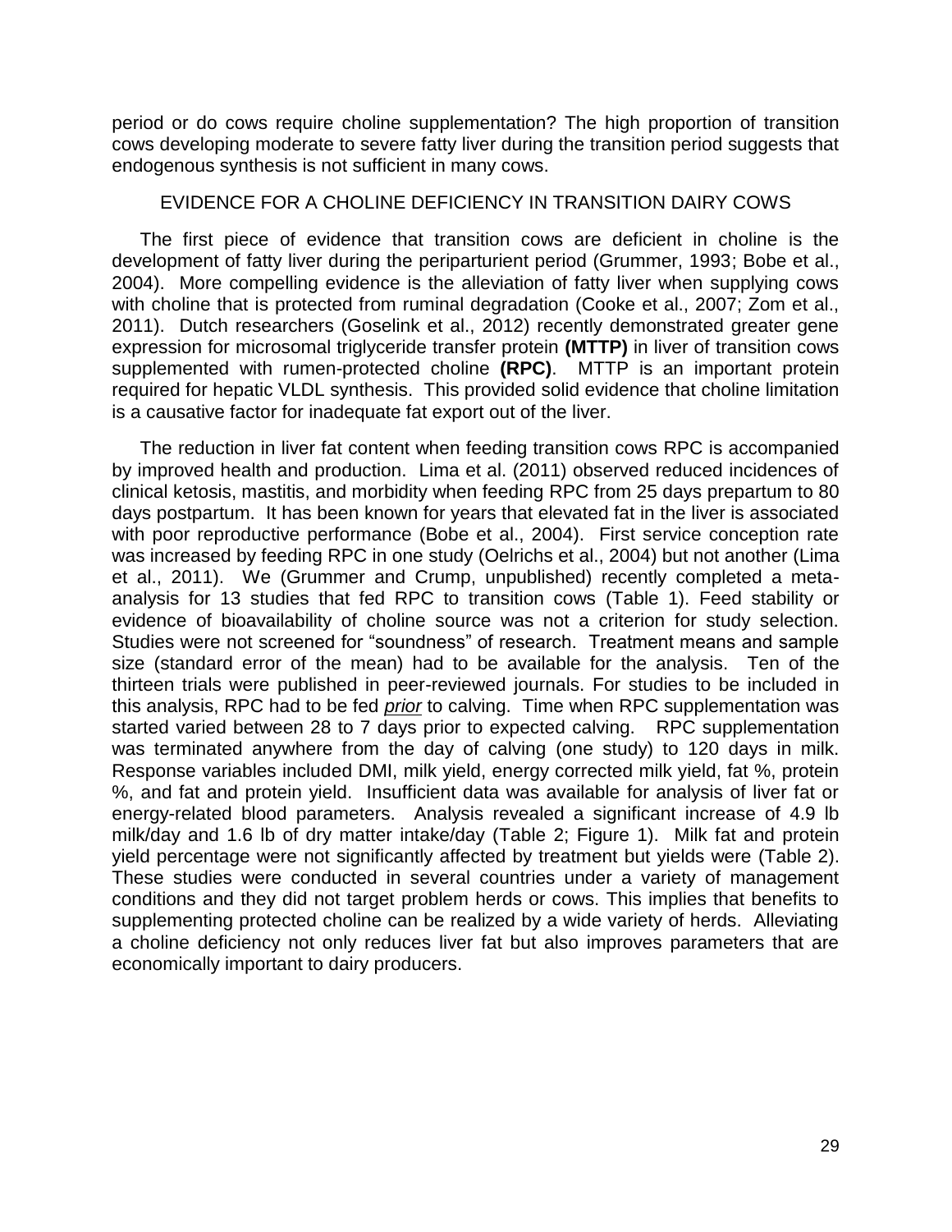period or do cows require choline supplementation? The high proportion of transition cows developing moderate to severe fatty liver during the transition period suggests that endogenous synthesis is not sufficient in many cows.

## EVIDENCE FOR A CHOLINE DEFICIENCY IN TRANSITION DAIRY COWS

The first piece of evidence that transition cows are deficient in choline is the development of fatty liver during the periparturient period (Grummer, 1993; Bobe et al., 2004). More compelling evidence is the alleviation of fatty liver when supplying cows with choline that is protected from ruminal degradation (Cooke et al., 2007; Zom et al., 2011). Dutch researchers (Goselink et al., 2012) recently demonstrated greater gene expression for microsomal triglyceride transfer protein **(MTTP)** in liver of transition cows supplemented with rumen-protected choline **(RPC)**. MTTP is an important protein required for hepatic VLDL synthesis. This provided solid evidence that choline limitation is a causative factor for inadequate fat export out of the liver.

The reduction in liver fat content when feeding transition cows RPC is accompanied by improved health and production. Lima et al. (2011) observed reduced incidences of clinical ketosis, mastitis, and morbidity when feeding RPC from 25 days prepartum to 80 days postpartum. It has been known for years that elevated fat in the liver is associated with poor reproductive performance (Bobe et al., 2004). First service conception rate was increased by feeding RPC in one study (Oelrichs et al., 2004) but not another (Lima et al., 2011). We (Grummer and Crump, unpublished) recently completed a meta-analysis for 13 studies that fed RPC to transition cows (Table 1). Feed stability or evidence of bioavailability of choline source was not a criterion for study selection. Studies were not screened for "soundness" of research. Treatment means and sample size (standard error of the mean) had to be available for the analysis. Ten of the thirteen trials were published in peer-reviewed journals. For studies to be included in this analysis, RPC had to be fed *prior* to calving. Time when RPC supplementation was started varied between 28 to 7 days prior to expected calving. RPC supplementation was terminated anywhere from the day of calving (one study) to 120 days in milk. Response variables included DMI, milk yield, energy corrected milk yield, fat %, protein %, and fat and protein yield. Insufficient data was available for analysis of liver fat or energy-related blood parameters. Analysis revealed a significant increase of 4.9 lb milk/day and 1.6 lb of dry matter intake/day (Table 2; Figure 1). Milk fat and protein yield percentage were not significantly affected by treatment but yields were (Table 2). These studies were conducted in several countries under a variety of management conditions and they did not target problem herds or cows. This implies that benefits to supplementing protected choline can be realized by a wide variety of herds. Alleviating a choline deficiency not only reduces liver fat but also improves parameters that are economically important to dairy producers.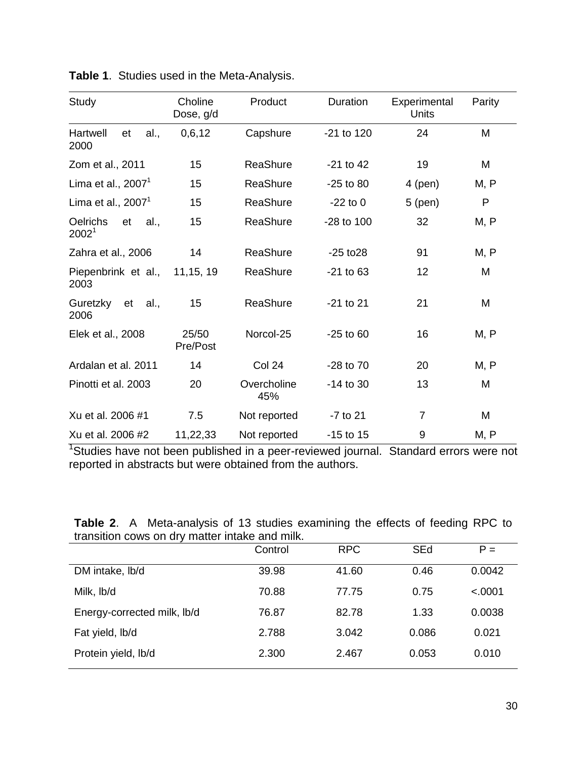**Table 1**. Studies used in the Meta-Analysis.

| Study | Choline Dose, g/d | Product | Duration | Experimental Units | Parity |
|---|---|---|---|---|---|
| Hartwell et al., 2000 | 0,6,12 | Capshure | -21 to 120 | 24 | M |
| Zom et al., 2011 | 15 | ReaShure | -21 to 42 | 19 | M |
| Lima et al., 2007[1] | 15 | ReaShure | -25 to 80 | 4 (pen) | M, P |
| Lima et al., 2007[1] | 15 | ReaShure | -22 to 0 | 5 (pen) | P |
| Oelrichs et al., 2002[1] | 15 | ReaShure | -28 to 100 | 32 | M, P |
| Zahra et al., 2006 | 14 | ReaShure | -25 to28 | 91 | M, P |
| Piepenbrink et al., 2003 | 11,15, 19 | ReaShure | -21 to 63 | 12 | M |
| Guretzky et al., 2006 | 15 | ReaShure | -21 to 21 | 21 | M |
| Elek et al., 2008 | 25/50 Pre/Post | Norcol-25 | -25 to 60 | 16 | M, P |
| Ardalan et al. 2011 | 14 | Col 24 | -28 to 70 | 20 | M, P |
| Pinotti et al. 2003 | 20 | Overcholine 45% | -14 to 30 | 13 | M |
| Xu et al. 2006 #1 | 7.5 | Not reported | -7 to 21 | 7 | M |
| Xu et al. 2006 #2 | 11,22,33 | Not reported | -15 to 15 | 9 | M, P |

[1]Studies have not been published in a peer-reviewed journal. Standard errors were not reported in abstracts but were obtained from the authors.

**Table 2**. A Meta-analysis of 13 studies examining the effects of feeding RPC to transition cows on dry matter intake and milk.

| | Control | RPC | SEd | P = |
|---|---|---|---|---|
| DM intake, lb/d | 39.98 | 41.60 | 0.46 | 0.0042 |
| Milk, lb/d | 70.88 | 77.75 | 0.75 | <.0001 |
| Energy-corrected milk, lb/d | 76.87 | 82.78 | 1.33 | 0.0038 |
| Fat yield, lb/d | 2.788 | 3.042 | 0.086 | 0.021 |
| Protein yield, lb/d | 2.300 | 2.467 | 0.053 | 0.010 |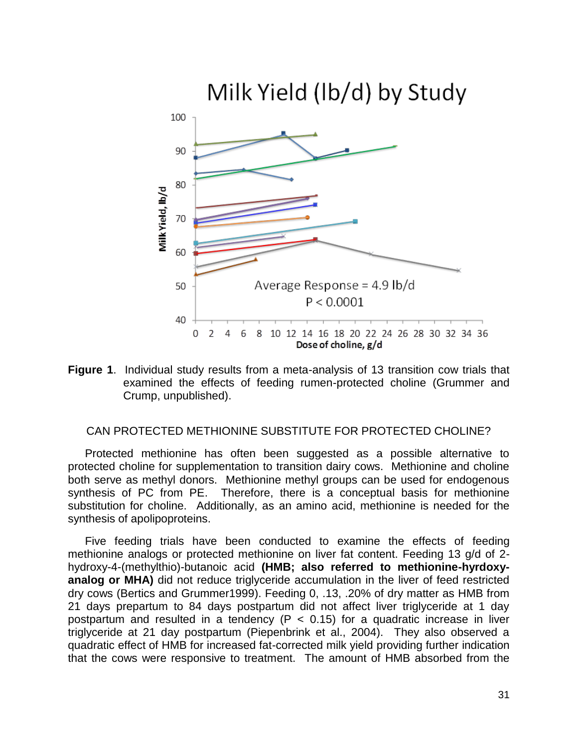Figure 1. Individual study results from a meta-analysis of 13 transition cow trials that examined the effects of feeding rumen-protected choline (Grummer and Crump, unpublished).

## CAN PROTECTED METHIONINE SUBSTITUTE FOR PROTECTED CHOLINE?

Protected methionine has often been suggested as a possible alternative to protected choline for supplementation to transition dairy cows. Methionine and choline both serve as methyl donors. Methionine methyl groups can be used for endogenous synthesis of PC from PE. Therefore, there is a conceptual basis for methionine substitution for choline. Additionally, as an amino acid, methionine is needed for the synthesis of apolipoproteins.

Five feeding trials have been conducted to examine the effects of feeding methionine analogs or protected methionine on liver fat content. Feeding 13 g/d of 2-hydroxy-4-(methylthio)-butanoic acid **(HMB; also referred to methionine-hyrdoxy-analog or MHA)** did not reduce triglyceride accumulation in the liver of feed restricted dry cows (Bertics and Grummer1999). Feeding 0, .13, .20% of dry matter as HMB from 21 days prepartum to 84 days postpartum did not affect liver triglyceride at 1 day postpartum and resulted in a tendency ($P < 0.15$) for a quadratic increase in liver triglyceride at 21 day postpartum (Piepenbrink et al., 2004). They also observed a quadratic effect of HMB for increased fat-corrected milk yield providing further indication that the cows were responsive to treatment. The amount of HMB absorbed from the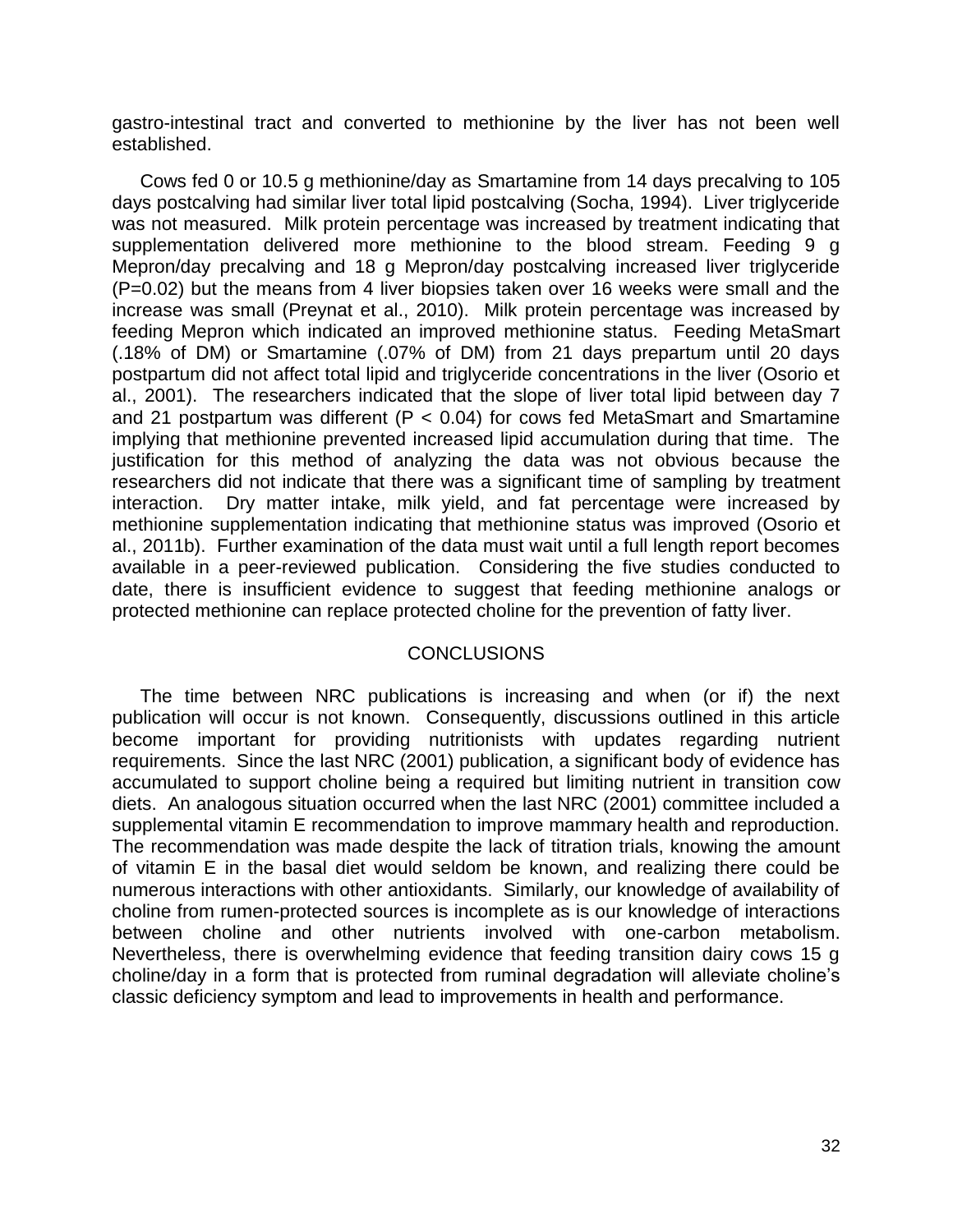gastro-intestinal tract and converted to methionine by the liver has not been well established.

Cows fed 0 or 10.5 g methionine/day as Smartamine from 14 days precalving to 105 days postcalving had similar liver total lipid postcalving (Socha, 1994). Liver triglyceride was not measured. Milk protein percentage was increased by treatment indicating that supplementation delivered more methionine to the blood stream. Feeding 9 g Mepron/day precalving and 18 g Mepron/day postcalving increased liver triglyceride ($P=0.02$) but the means from 4 liver biopsies taken over 16 weeks were small and the increase was small (Preynat et al., 2010). Milk protein percentage was increased by feeding Mepron which indicated an improved methionine status. Feeding MetaSmart (.18% of DM) or Smartamine (.07% of DM) from 21 days prepartum until 20 days postpartum did not affect total lipid and triglyceride concentrations in the liver (Osorio et al., 2001). The researchers indicated that the slope of liver total lipid between day 7 and 21 postpartum was different ($P < 0.04$) for cows fed MetaSmart and Smartamine implying that methionine prevented increased lipid accumulation during that time. The justification for this method of analyzing the data was not obvious because the researchers did not indicate that there was a significant time of sampling by treatment interaction. Dry matter intake, milk yield, and fat percentage were increased by methionine supplementation indicating that methionine status was improved (Osorio et al., 2011b). Further examination of the data must wait until a full length report becomes available in a peer-reviewed publication. Considering the five studies conducted to date, there is insufficient evidence to suggest that feeding methionine analogs or protected methionine can replace protected choline for the prevention of fatty liver.

## CONCLUSIONS

The time between NRC publications is increasing and when (or if) the next publication will occur is not known. Consequently, discussions outlined in this article become important for providing nutritionists with updates regarding nutrient requirements. Since the last NRC (2001) publication, a significant body of evidence has accumulated to support choline being a required but limiting nutrient in transition cow diets. An analogous situation occurred when the last NRC (2001) committee included a supplemental vitamin E recommendation to improve mammary health and reproduction. The recommendation was made despite the lack of titration trials, knowing the amount of vitamin E in the basal diet would seldom be known, and realizing there could be numerous interactions with other antioxidants. Similarly, our knowledge of availability of choline from rumen-protected sources is incomplete as is our knowledge of interactions between choline and other nutrients involved with one-carbon metabolism. Nevertheless, there is overwhelming evidence that feeding transition dairy cows 15 g choline/day in a form that is protected from ruminal degradation will alleviate choline's classic deficiency symptom and lead to improvements in health and performance.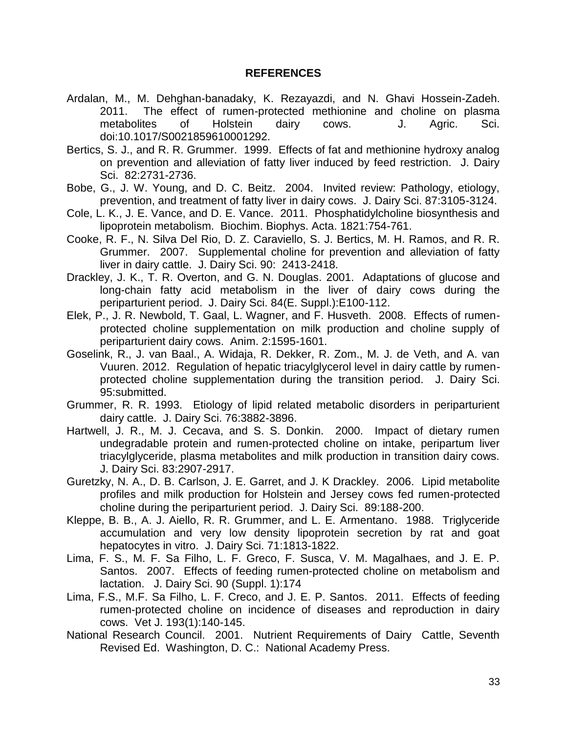## REFERENCES

Ardalan, M., M. Dehghan-banadaky, K. Rezayazdi, and N. Ghavi Hossein-Zadeh. 2011. The effect of rumen-protected methionine and choline on plasma metabolites of Holstein dairy cows. J. Agric. Sci. doi:10.1017/S0021859610001292.

Bertics, S. J., and R. R. Grummer. 1999. Effects of fat and methionine hydroxy analog on prevention and alleviation of fatty liver induced by feed restriction. J. Dairy Sci. 82:2731-2736.

Bobe, G., J. W. Young, and D. C. Beitz. 2004. Invited review: Pathology, etiology, prevention, and treatment of fatty liver in dairy cows. J. Dairy Sci. 87:3105-3124.

Cole, L. K., J. E. Vance, and D. E. Vance. 2011. Phosphatidylcholine biosynthesis and lipoprotein metabolism. Biochim. Biophys. Acta. 1821:754-761.

Cooke, R. F., N. Silva Del Rio, D. Z. Caraviello, S. J. Bertics, M. H. Ramos, and R. R. Grummer. 2007. Supplemental choline for prevention and alleviation of fatty liver in dairy cattle. J. Dairy Sci. 90: 2413-2418.

Drackley, J. K., T. R. Overton, and G. N. Douglas. 2001. Adaptations of glucose and long-chain fatty acid metabolism in the liver of dairy cows during the periparturient period. J. Dairy Sci. 84(E. Suppl.):E100-112.

Elek, P., J. R. Newbold, T. Gaal, L. Wagner, and F. Husveth. 2008. Effects of rumen-protected choline supplementation on milk production and choline supply of periparturient dairy cows. Anim. 2:1595-1601.

Goselink, R., J. van Baal., A. Widaja, R. Dekker, R. Zom., M. J. de Veth, and A. van Vuuren. 2012. Regulation of hepatic triacylglycerol level in dairy cattle by rumen-protected choline supplementation during the transition period. J. Dairy Sci. 95:submitted.

Grummer, R. R. 1993. Etiology of lipid related metabolic disorders in periparturient dairy cattle. J. Dairy Sci. 76:3882-3896.

Hartwell, J. R., M. J. Cecava, and S. S. Donkin. 2000. Impact of dietary rumen undegradable protein and rumen-protected choline on intake, peripartum liver triacylglyceride, plasma metabolites and milk production in transition dairy cows. J. Dairy Sci. 83:2907-2917.

Guretzky, N. A., D. B. Carlson, J. E. Garret, and J. K Drackley. 2006. Lipid metabolite profiles and milk production for Holstein and Jersey cows fed rumen-protected choline during the periparturient period. J. Dairy Sci. 89:188-200.

Kleppe, B. B., A. J. Aiello, R. R. Grummer, and L. E. Armentano. 1988. Triglyceride accumulation and very low density lipoprotein secretion by rat and goat hepatocytes in vitro. J. Dairy Sci. 71:1813-1822.

Lima, F. S., M. F. Sa Filho, L. F. Greco, F. Susca, V. M. Magalhaes, and J. E. P. Santos. 2007. Effects of feeding rumen-protected choline on metabolism and lactation. J. Dairy Sci. 90 (Suppl. 1):174

Lima, F.S., M.F. Sa Filho, L. F. Creco, and J. E. P. Santos. 2011. Effects of feeding rumen-protected choline on incidence of diseases and reproduction in dairy cows. Vet J. 193(1):140-145.

National Research Council. 2001. Nutrient Requirements of Dairy Cattle, Seventh Revised Ed. Washington, D. C.: National Academy Press.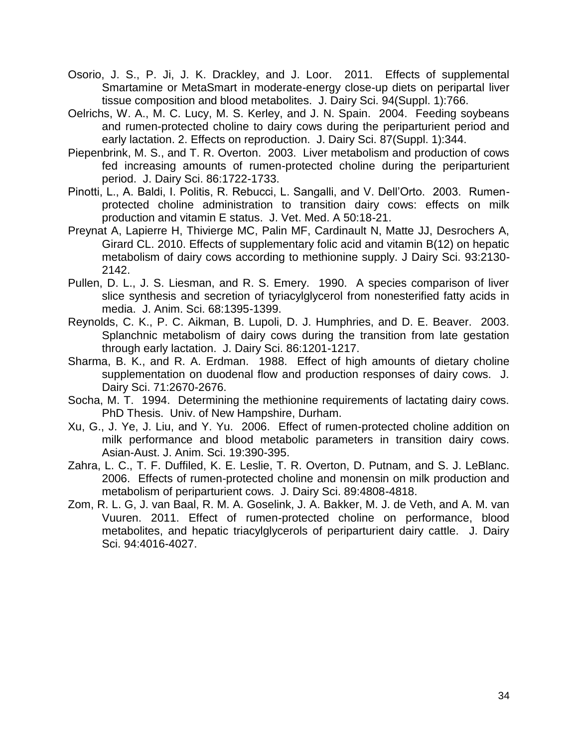Osorio, J. S., P. Ji, J. K. Drackley, and J. Loor. 2011. Effects of supplemental Smartamine or MetaSmart in moderate-energy close-up diets on peripartal liver tissue composition and blood metabolites. J. Dairy Sci. 94(Suppl. 1):766.

Oelrichs, W. A., M. C. Lucy, M. S. Kerley, and J. N. Spain. 2004. Feeding soybeans and rumen-protected choline to dairy cows during the periparturient period and early lactation. 2. Effects on reproduction. J. Dairy Sci. 87(Suppl. 1):344.

Piepenbrink, M. S., and T. R. Overton. 2003. Liver metabolism and production of cows fed increasing amounts of rumen-protected choline during the periparturient period. J. Dairy Sci. 86:1722-1733.

Pinotti, L., A. Baldi, I. Politis, R. Rebucci, L. Sangalli, and V. Dell'Orto. 2003. Rumen-protected choline administration to transition dairy cows: effects on milk production and vitamin E status. J. Vet. Med. A 50:18-21.

Preynat A, Lapierre H, Thivierge MC, Palin MF, Cardinault N, Matte JJ, Desrochers A, Girard CL. 2010. Effects of supplementary folic acid and vitamin B(12) on hepatic metabolism of dairy cows according to methionine supply. J Dairy Sci. 93:2130-2142.

Pullen, D. L., J. S. Liesman, and R. S. Emery. 1990. A species comparison of liver slice synthesis and secretion of tyriacylglycerol from nonesterified fatty acids in media. J. Anim. Sci. 68:1395-1399.

Reynolds, C. K., P. C. Aikman, B. Lupoli, D. J. Humphries, and D. E. Beaver. 2003. Splanchnic metabolism of dairy cows during the transition from late gestation through early lactation. J. Dairy Sci. 86:1201-1217.

Sharma, B. K., and R. A. Erdman. 1988. Effect of high amounts of dietary choline supplementation on duodenal flow and production responses of dairy cows. J. Dairy Sci. 71:2670-2676.

Socha, M. T. 1994. Determining the methionine requirements of lactating dairy cows. PhD Thesis. Univ. of New Hampshire, Durham.

Xu, G., J. Ye, J. Liu, and Y. Yu. 2006. Effect of rumen-protected choline addition on milk performance and blood metabolic parameters in transition dairy cows. Asian-Aust. J. Anim. Sci. 19:390-395.

Zahra, L. C., T. F. Duffiled, K. E. Leslie, T. R. Overton, D. Putnam, and S. J. LeBlanc. 2006. Effects of rumen-protected choline and monensin on milk production and metabolism of periparturient cows. J. Dairy Sci. 89:4808-4818.

Zom, R. L. G, J. van Baal, R. M. A. Goselink, J. A. Bakker, M. J. de Veth, and A. M. van Vuuren. 2011. Effect of rumen-protected choline on performance, blood metabolites, and hepatic triacylglycerols of periparturient dairy cattle. J. Dairy Sci. 94:4016-4027.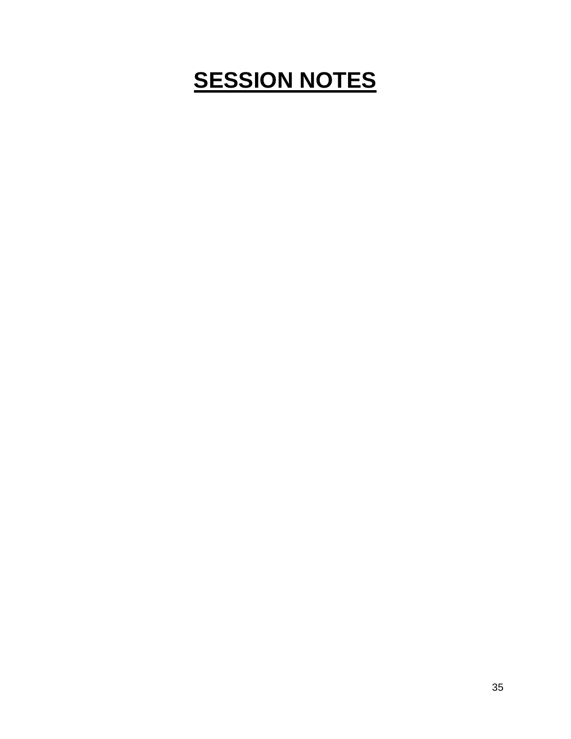# SESSION NOTES